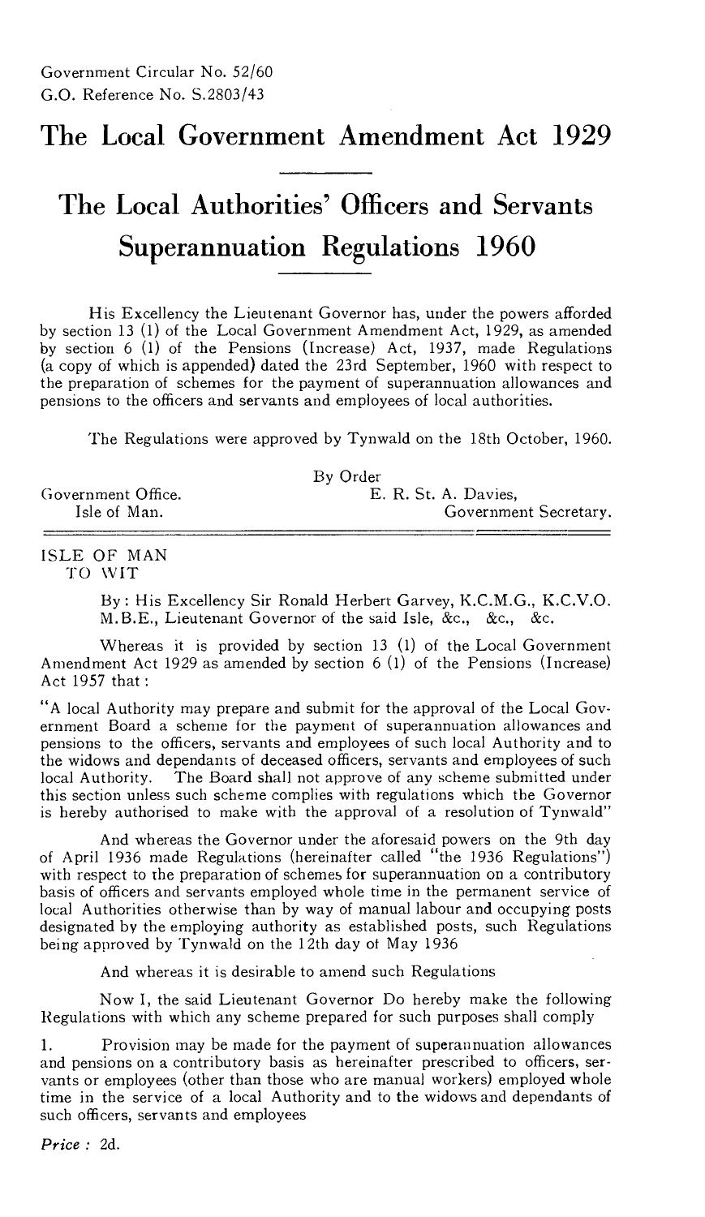Government Circular No. 52/60
G.O. Reference No. S.2803/43

# The Local Government Amendment Act 1929

# The Local Authorities' Officers and Servants Superannuation Regulations 1960

His Excellency the Lieutenant Governor has, under the powers afforded by section 13 (1) of the Local Government Amendment Act, 1929, as amended by section 6 (1) of the Pensions (Increase) Act, 1937, made Regulations (a copy of which is appended) dated the 23rd September, 1960 with respect to the preparation of schemes for the payment of superannuation allowances and pensions to the officers and servants and employees of local authorities.

The Regulations were approved by Tynwald on the 18th October, 1960.

By Order
E. R. St. A. Davies,
Government Secretary.

Government Office.
Isle of Man.

---

ISLE OF MAN
TO WIT

By: His Excellency Sir Ronald Herbert Garvey, K.C.M.G., K.C.V.O. M.B.E., Lieutenant Governor of the said Isle, &c., &c., &c.

Whereas it is provided by section 13 (1) of the Local Government Amendment Act 1929 as amended by section 6 (1) of the Pensions (Increase) Act 1957 that:

"A local Authority may prepare and submit for the approval of the Local Government Board a scheme for the payment of superannuation allowances and pensions to the officers, servants and employees of such local Authority and to the widows and dependants of deceased officers, servants and employees of such local Authority. The Board shall not approve of any scheme submitted under this section unless such scheme complies with regulations which the Governor is hereby authorised to make with the approval of a resolution of Tynwald"

And whereas the Governor under the aforesaid powers on the 9th day of April 1936 made Regulations (hereinafter called "the 1936 Regulations") with respect to the preparation of schemes for superannuation on a contributory basis of officers and servants employed whole time in the permanent service of local Authorities otherwise than by way of manual labour and occupying posts designated by the employing authority as established posts, such Regulations being approved by Tynwald on the 12th day of May 1936

And whereas it is desirable to amend such Regulations

Now I, the said Lieutenant Governor Do hereby make the following Regulations with which any scheme prepared for such purposes shall comply

1. Provision may be made for the payment of superannuation allowances and pensions on a contributory basis as hereinafter prescribed to officers, servants or employees (other than those who are manual workers) employed whole time in the service of a local Authority and to the widows and dependants of such officers, servants and employees

*Price*: 2d.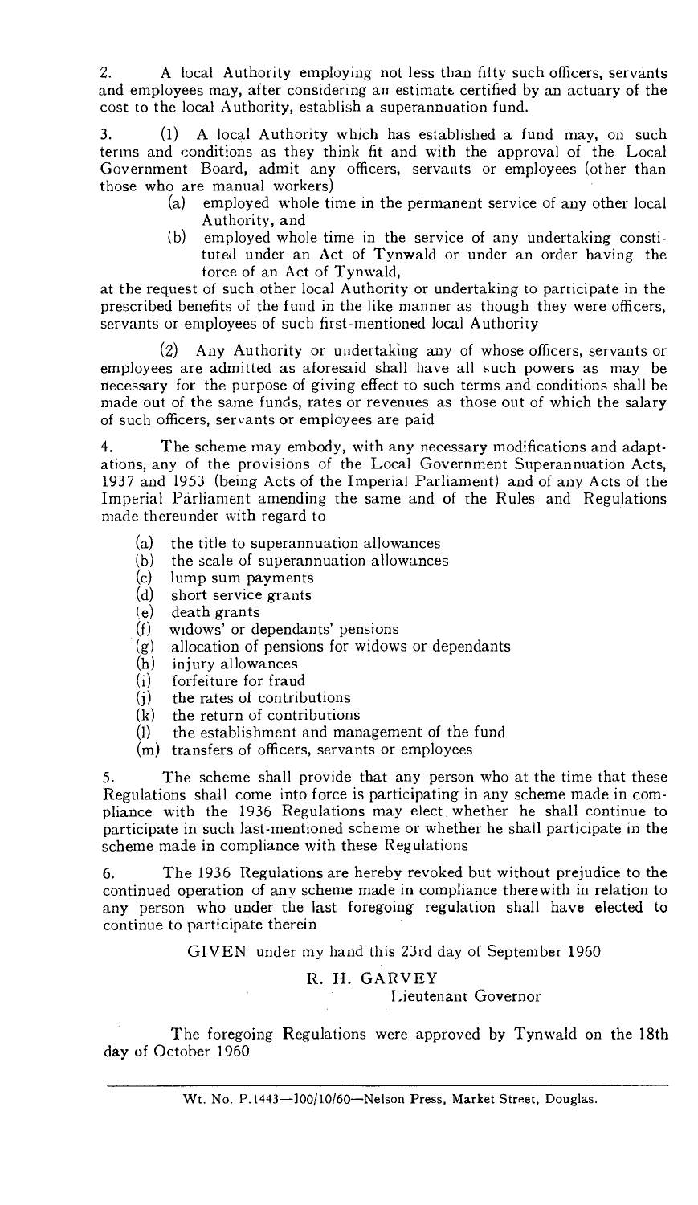2. A local Authority employing not less than fifty such officers, servants and employees may, after considering an estimate certified by an actuary of the cost to the local Authority, establish a superannuation fund.

3. (1) A local Authority which has established a fund may, on such terms and conditions as they think fit and with the approval of the Local Government Board, admit any officers, servants or employees (other than those who are manual workers)

(a) employed whole time in the permanent service of any other local Authority, and

(b) employed whole time in the service of any undertaking constituted under an Act of Tynwald or under an order having the force of an Act of Tynwald,

at the request of such other local Authority or undertaking to participate in the prescribed benefits of the fund in the like manner as though they were officers, servants or employees of such first-mentioned local Authority

(2) Any Authority or undertaking any of whose officers, servants or employees are admitted as aforesaid shall have all such powers as may be necessary for the purpose of giving effect to such terms and conditions shall be made out of the same funds, rates or revenues as those out of which the salary of such officers, servants or employees are paid

4. The scheme may embody, with any necessary modifications and adaptations, any of the provisions of the Local Government Superannuation Acts, 1937 and 1953 (being Acts of the Imperial Parliament) and of any Acts of the Imperial Parliament amending the same and of the Rules and Regulations made thereunder with regard to

(a) the title to superannuation allowances
(b) the scale of superannuation allowances
(c) lump sum payments
(d) short service grants
(e) death grants
(f) widows' or dependants' pensions
(g) allocation of pensions for widows or dependants
(h) injury allowances
(i) forfeiture for fraud
(j) the rates of contributions
(k) the return of contributions
(l) the establishment and management of the fund
(m) transfers of officers, servants or employees

5. The scheme shall provide that any person who at the time that these Regulations shall come into force is participating in any scheme made in compliance with the 1936 Regulations may elect whether he shall continue to participate in such last-mentioned scheme or whether he shall participate in the scheme made in compliance with these Regulations

6. The 1936 Regulations are hereby revoked but without prejudice to the continued operation of any scheme made in compliance therewith in relation to any person who under the last foregoing regulation shall have elected to continue to participate therein

GIVEN under my hand this 23rd day of September 1960

R. H. GARVEY
Lieutenant Governor

The foregoing Regulations were approved by Tynwald on the 18th day of October 1960

Wt. No. P.1443—100/10/60—Nelson Press, Market Street, Douglas.